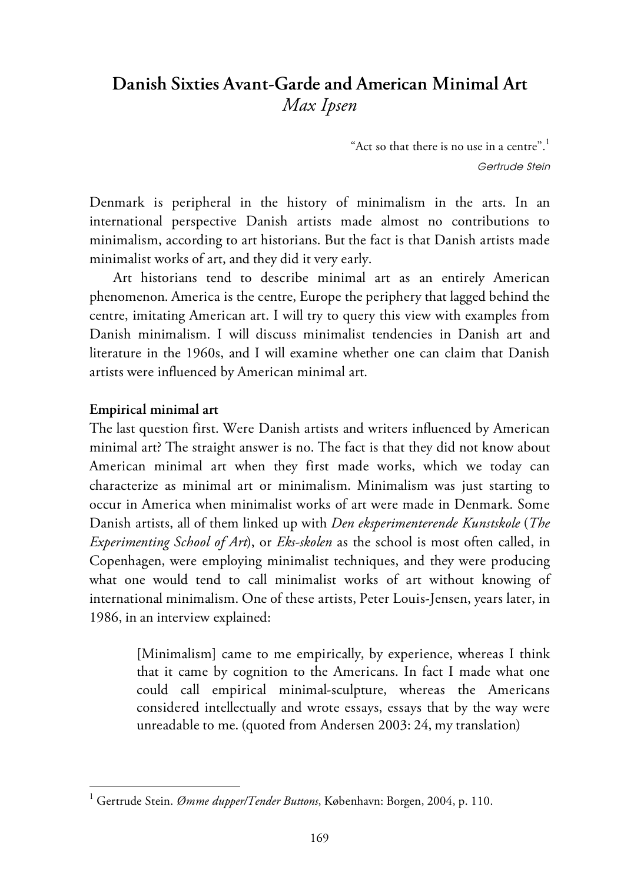# Danish Sixties Avant-Garde and American Minimal Art

*Max Ipsen*

> "Act so that there is no use in a centre".[1]
>
> *Gertrude Stein*

Denmark is peripheral in the history of minimalism in the arts. In an international perspective Danish artists made almost no contributions to minimalism, according to art historians. But the fact is that Danish artists made minimalist works of art, and they did it very early.

Art historians tend to describe minimal art as an entirely American phenomenon. America is the centre, Europe the periphery that lagged behind the centre, imitating American art. I will try to query this view with examples from Danish minimalism. I will discuss minimalist tendencies in Danish art and literature in the 1960s, and I will examine whether one can claim that Danish artists were influenced by American minimal art.

## Empirical minimal art

The last question first. Were Danish artists and writers influenced by American minimal art? The straight answer is no. The fact is that they did not know about American minimal art when they first made works, which we today can characterize as minimal art or minimalism. Minimalism was just starting to occur in America when minimalist works of art were made in Denmark. Some Danish artists, all of them linked up with *Den eksperimenterende Kunstskole* (*The Experimenting School of Art*), or *Eks-skolen* as the school is most often called, in Copenhagen, were employing minimalist techniques, and they were producing what one would tend to call minimalist works of art without knowing of international minimalism. One of these artists, Peter Louis-Jensen, years later, in 1986, in an interview explained:

> [Minimalism] came to me empirically, by experience, whereas I think that it came by cognition to the Americans. In fact I made what one could call empirical minimal-sculpture, whereas the Americans considered intellectually and wrote essays, essays that by the way were unreadable to me. (quoted from Andersen 2003: 24, my translation)

---

[1] Gertrude Stein. *Ømme dupper/Tender Buttons*, København: Borgen, 2004, p. 110.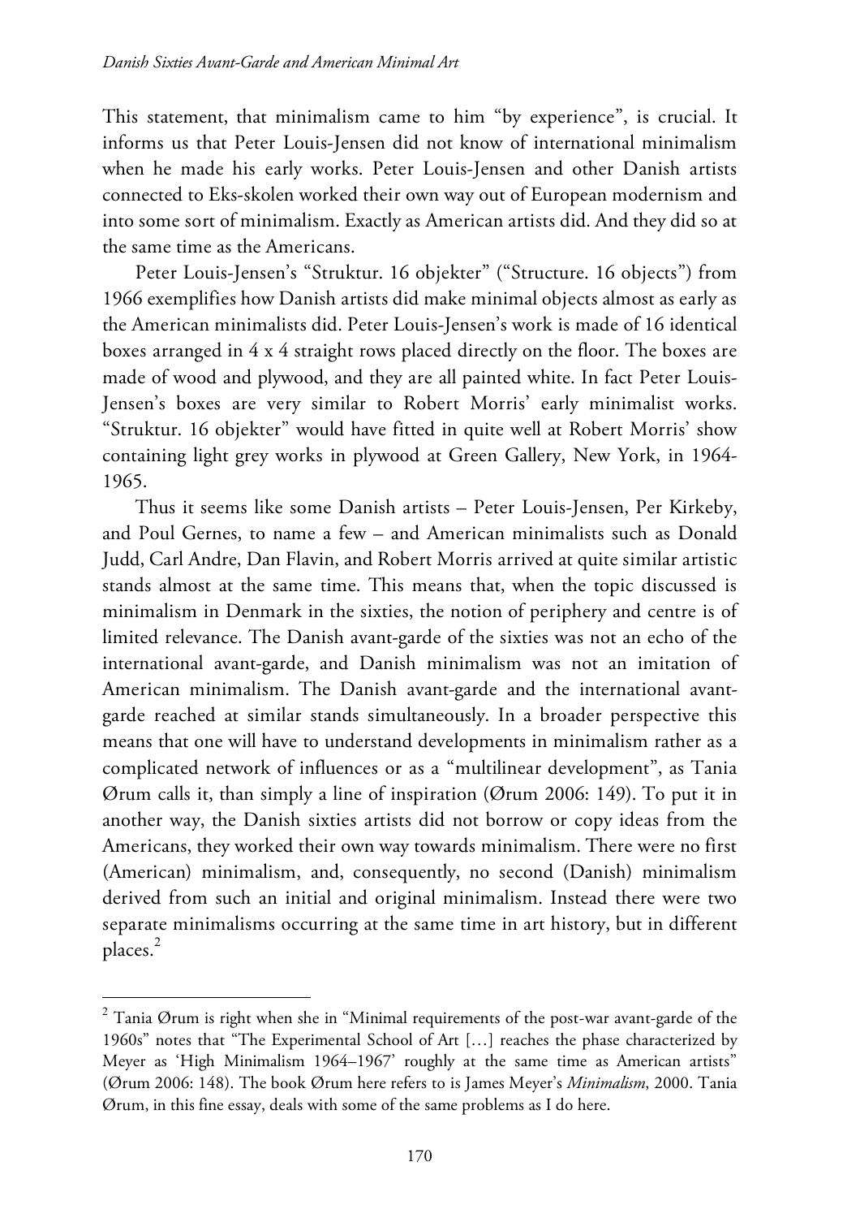This statement, that minimalism came to him "by experience", is crucial. It informs us that Peter Louis-Jensen did not know of international minimalism when he made his early works. Peter Louis-Jensen and other Danish artists connected to Eks-skolen worked their own way out of European modernism and into some sort of minimalism. Exactly as American artists did. And they did so at the same time as the Americans.

Peter Louis-Jensen's "Struktur. 16 objekter" ("Structure. 16 objects") from 1966 exemplifies how Danish artists did make minimal objects almost as early as the American minimalists did. Peter Louis-Jensen's work is made of 16 identical boxes arranged in 4 x 4 straight rows placed directly on the floor. The boxes are made of wood and plywood, and they are all painted white. In fact Peter Louis-Jensen's boxes are very similar to Robert Morris' early minimalist works. "Struktur. 16 objekter" would have fitted in quite well at Robert Morris' show containing light grey works in plywood at Green Gallery, New York, in 1964-1965.

Thus it seems like some Danish artists – Peter Louis-Jensen, Per Kirkeby, and Poul Gernes, to name a few – and American minimalists such as Donald Judd, Carl Andre, Dan Flavin, and Robert Morris arrived at quite similar artistic stands almost at the same time. This means that, when the topic discussed is minimalism in Denmark in the sixties, the notion of periphery and centre is of limited relevance. The Danish avant-garde of the sixties was not an echo of the international avant-garde, and Danish minimalism was not an imitation of American minimalism. The Danish avant-garde and the international avant-garde reached at similar stands simultaneously. In a broader perspective this means that one will have to understand developments in minimalism rather as a complicated network of influences or as a "multilinear development", as Tania Ørum calls it, than simply a line of inspiration (Ørum 2006: 149). To put it in another way, the Danish sixties artists did not borrow or copy ideas from the Americans, they worked their own way towards minimalism. There were no first (American) minimalism, and, consequently, no second (Danish) minimalism derived from such an initial and original minimalism. Instead there were two separate minimalisms occurring at the same time in art history, but in different places.[2]

---

[2] Tania Ørum is right when she in "Minimal requirements of the post-war avant-garde of the 1960s" notes that "The Experimental School of Art […] reaches the phase characterized by Meyer as 'High Minimalism 1964–1967' roughly at the same time as American artists" (Ørum 2006: 148). The book Ørum here refers to is James Meyer's *Minimalism*, 2000. Tania Ørum, in this fine essay, deals with some of the same problems as I do here.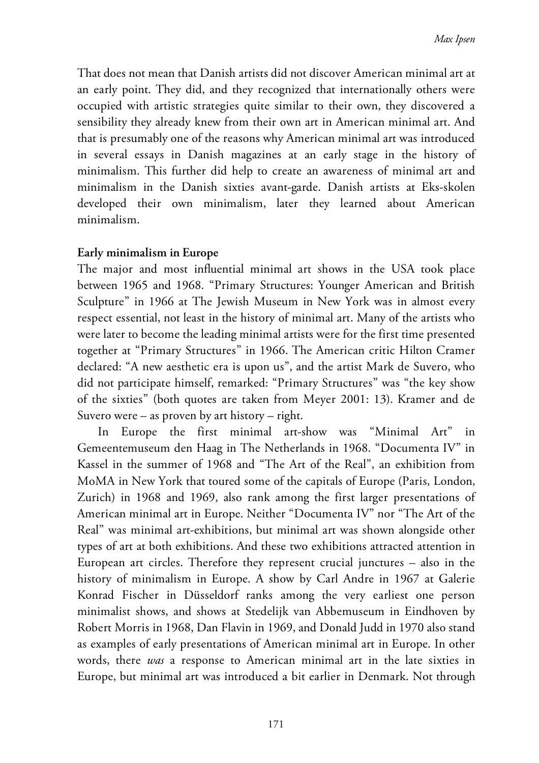That does not mean that Danish artists did not discover American minimal art at an early point. They did, and they recognized that internationally others were occupied with artistic strategies quite similar to their own, they discovered a sensibility they already knew from their own art in American minimal art. And that is presumably one of the reasons why American minimal art was introduced in several essays in Danish magazines at an early stage in the history of minimalism. This further did help to create an awareness of minimal art and minimalism in the Danish sixties avant-garde. Danish artists at Eks-skolen developed their own minimalism, later they learned about American minimalism.

**Early minimalism in Europe**

The major and most influential minimal art shows in the USA took place between 1965 and 1968. "Primary Structures: Younger American and British Sculpture" in 1966 at The Jewish Museum in New York was in almost every respect essential, not least in the history of minimal art. Many of the artists who were later to become the leading minimal artists were for the first time presented together at "Primary Structures" in 1966. The American critic Hilton Cramer declared: "A new aesthetic era is upon us", and the artist Mark de Suvero, who did not participate himself, remarked: "Primary Structures" was "the key show of the sixties" (both quotes are taken from Meyer 2001: 13). Kramer and de Suvero were – as proven by art history – right.

In Europe the first minimal art-show was "Minimal Art" in Gemeentemuseum den Haag in The Netherlands in 1968. "Documenta IV" in Kassel in the summer of 1968 and "The Art of the Real", an exhibition from MoMA in New York that toured some of the capitals of Europe (Paris, London, Zurich) in 1968 and 1969, also rank among the first larger presentations of American minimal art in Europe. Neither "Documenta IV" nor "The Art of the Real" was minimal art-exhibitions, but minimal art was shown alongside other types of art at both exhibitions. And these two exhibitions attracted attention in European art circles. Therefore they represent crucial junctures – also in the history of minimalism in Europe. A show by Carl Andre in 1967 at Galerie Konrad Fischer in Düsseldorf ranks among the very earliest one person minimalist shows, and shows at Stedelijk van Abbemuseum in Eindhoven by Robert Morris in 1968, Dan Flavin in 1969, and Donald Judd in 1970 also stand as examples of early presentations of American minimal art in Europe. In other words, there *was* a response to American minimal art in the late sixties in Europe, but minimal art was introduced a bit earlier in Denmark. Not through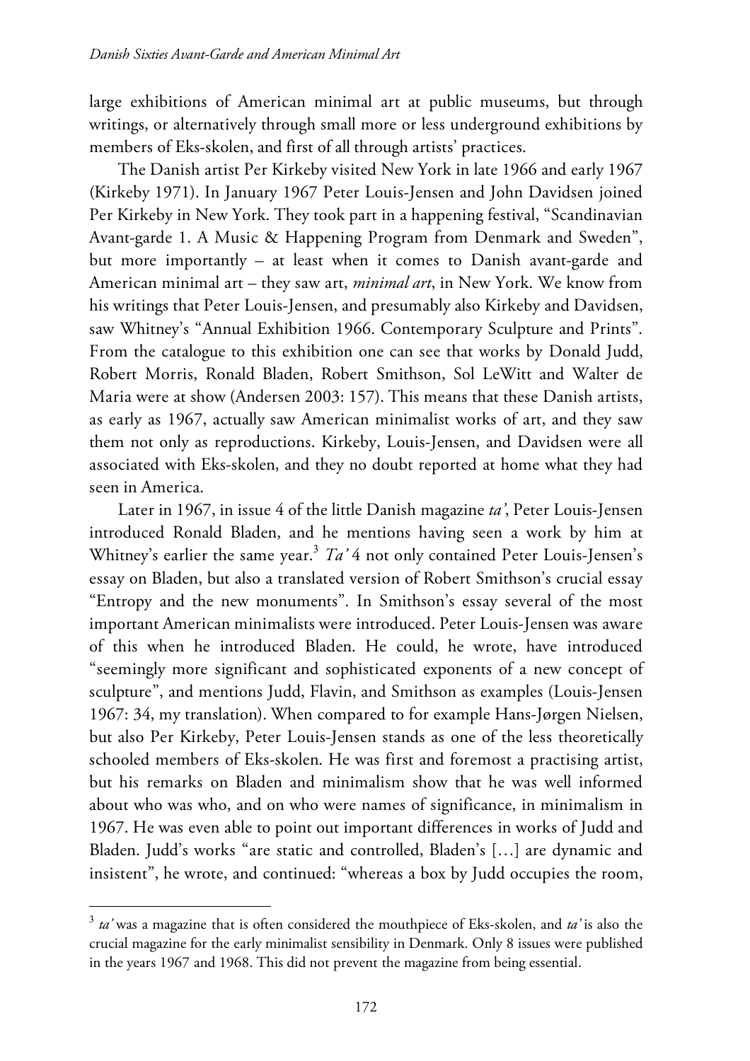large exhibitions of American minimal art at public museums, but through writings, or alternatively through small more or less underground exhibitions by members of Eks-skolen, and first of all through artists' practices.

The Danish artist Per Kirkeby visited New York in late 1966 and early 1967 (Kirkeby 1971). In January 1967 Peter Louis-Jensen and John Davidsen joined Per Kirkeby in New York. They took part in a happening festival, "Scandinavian Avant-garde 1. A Music & Happening Program from Denmark and Sweden", but more importantly – at least when it comes to Danish avant-garde and American minimal art – they saw art, *minimal art*, in New York. We know from his writings that Peter Louis-Jensen, and presumably also Kirkeby and Davidsen, saw Whitney's "Annual Exhibition 1966. Contemporary Sculpture and Prints". From the catalogue to this exhibition one can see that works by Donald Judd, Robert Morris, Ronald Bladen, Robert Smithson, Sol LeWitt and Walter de Maria were at show (Andersen 2003: 157). This means that these Danish artists, as early as 1967, actually saw American minimalist works of art, and they saw them not only as reproductions. Kirkeby, Louis-Jensen, and Davidsen were all associated with Eks-skolen, and they no doubt reported at home what they had seen in America.

Later in 1967, in issue 4 of the little Danish magazine *ta'*, Peter Louis-Jensen introduced Ronald Bladen, and he mentions having seen a work by him at Whitney's earlier the same year.[3] *Ta'* 4 not only contained Peter Louis-Jensen's essay on Bladen, but also a translated version of Robert Smithson's crucial essay "Entropy and the new monuments". In Smithson's essay several of the most important American minimalists were introduced. Peter Louis-Jensen was aware of this when he introduced Bladen. He could, he wrote, have introduced "seemingly more significant and sophisticated exponents of a new concept of sculpture", and mentions Judd, Flavin, and Smithson as examples (Louis-Jensen 1967: 34, my translation). When compared to for example Hans-Jørgen Nielsen, but also Per Kirkeby, Peter Louis-Jensen stands as one of the less theoretically schooled members of Eks-skolen. He was first and foremost a practising artist, but his remarks on Bladen and minimalism show that he was well informed about who was who, and on who were names of significance, in minimalism in 1967. He was even able to point out important differences in works of Judd and Bladen. Judd's works "are static and controlled, Bladen's […] are dynamic and insistent", he wrote, and continued: "whereas a box by Judd occupies the room,

[3] *ta'* was a magazine that is often considered the mouthpiece of Eks-skolen, and *ta'* is also the crucial magazine for the early minimalist sensibility in Denmark. Only 8 issues were published in the years 1967 and 1968. This did not prevent the magazine from being essential.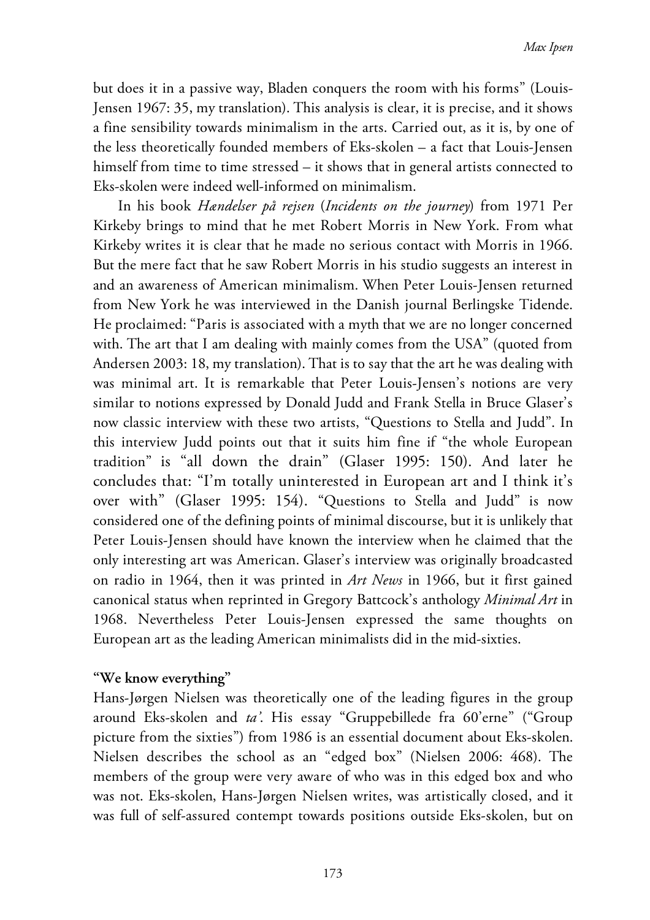but does it in a passive way, Bladen conquers the room with his forms" (Louis-Jensen 1967: 35, my translation). This analysis is clear, it is precise, and it shows a fine sensibility towards minimalism in the arts. Carried out, as it is, by one of the less theoretically founded members of Eks-skolen – a fact that Louis-Jensen himself from time to time stressed – it shows that in general artists connected to Eks-skolen were indeed well-informed on minimalism.

In his book *Hændelser på rejsen* (*Incidents on the journey*) from 1971 Per Kirkeby brings to mind that he met Robert Morris in New York. From what Kirkeby writes it is clear that he made no serious contact with Morris in 1966. But the mere fact that he saw Robert Morris in his studio suggests an interest in and an awareness of American minimalism. When Peter Louis-Jensen returned from New York he was interviewed in the Danish journal Berlingske Tidende. He proclaimed: "Paris is associated with a myth that we are no longer concerned with. The art that I am dealing with mainly comes from the USA" (quoted from Andersen 2003: 18, my translation). That is to say that the art he was dealing with was minimal art. It is remarkable that Peter Louis-Jensen's notions are very similar to notions expressed by Donald Judd and Frank Stella in Bruce Glaser's now classic interview with these two artists, "Questions to Stella and Judd". In this interview Judd points out that it suits him fine if "the whole European tradition" is "all down the drain" (Glaser 1995: 150). And later he concludes that: "I'm totally uninterested in European art and I think it's over with" (Glaser 1995: 154). "Questions to Stella and Judd" is now considered one of the defining points of minimal discourse, but it is unlikely that Peter Louis-Jensen should have known the interview when he claimed that the only interesting art was American. Glaser's interview was originally broadcasted on radio in 1964, then it was printed in *Art News* in 1966, but it first gained canonical status when reprinted in Gregory Battcock's anthology *Minimal Art* in 1968. Nevertheless Peter Louis-Jensen expressed the same thoughts on European art as the leading American minimalists did in the mid-sixties.

### "We know everything"

Hans-Jørgen Nielsen was theoretically one of the leading figures in the group around Eks-skolen and *ta'*. His essay "Gruppebillede fra 60'erne" ("Group picture from the sixties") from 1986 is an essential document about Eks-skolen. Nielsen describes the school as an "edged box" (Nielsen 2006: 468). The members of the group were very aware of who was in this edged box and who was not. Eks-skolen, Hans-Jørgen Nielsen writes, was artistically closed, and it was full of self-assured contempt towards positions outside Eks-skolen, but on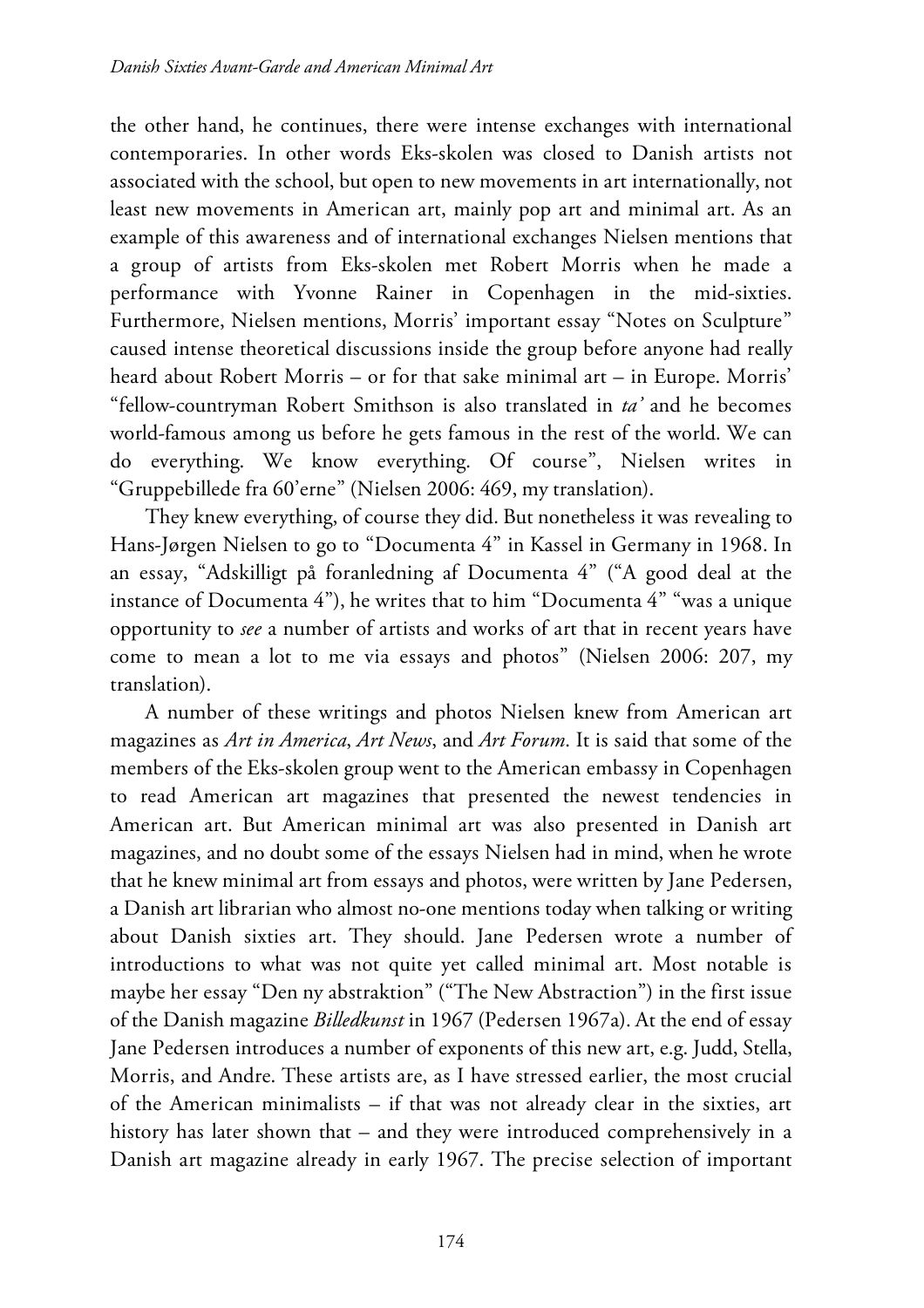the other hand, he continues, there were intense exchanges with international contemporaries. In other words Eks-skolen was closed to Danish artists not associated with the school, but open to new movements in art internationally, not least new movements in American art, mainly pop art and minimal art. As an example of this awareness and of international exchanges Nielsen mentions that a group of artists from Eks-skolen met Robert Morris when he made a performance with Yvonne Rainer in Copenhagen in the mid-sixties. Furthermore, Nielsen mentions, Morris' important essay "Notes on Sculpture" caused intense theoretical discussions inside the group before anyone had really heard about Robert Morris – or for that sake minimal art – in Europe. Morris' "fellow-countryman Robert Smithson is also translated in *ta'* and he becomes world-famous among us before he gets famous in the rest of the world. We can do everything. We know everything. Of course", Nielsen writes in "Gruppebillede fra 60'erne" (Nielsen 2006: 469, my translation).

They knew everything, of course they did. But nonetheless it was revealing to Hans-Jørgen Nielsen to go to "Documenta 4" in Kassel in Germany in 1968. In an essay, "Adskilligt på foranledning af Documenta 4" ("A good deal at the instance of Documenta 4"), he writes that to him "Documenta 4" "was a unique opportunity to *see* a number of artists and works of art that in recent years have come to mean a lot to me via essays and photos" (Nielsen 2006: 207, my translation).

A number of these writings and photos Nielsen knew from American art magazines as *Art in America*, *Art News*, and *Art Forum*. It is said that some of the members of the Eks-skolen group went to the American embassy in Copenhagen to read American art magazines that presented the newest tendencies in American art. But American minimal art was also presented in Danish art magazines, and no doubt some of the essays Nielsen had in mind, when he wrote that he knew minimal art from essays and photos, were written by Jane Pedersen, a Danish art librarian who almost no-one mentions today when talking or writing about Danish sixties art. They should. Jane Pedersen wrote a number of introductions to what was not quite yet called minimal art. Most notable is maybe her essay "Den ny abstraktion" ("The New Abstraction") in the first issue of the Danish magazine *Billedkunst* in 1967 (Pedersen 1967a). At the end of essay Jane Pedersen introduces a number of exponents of this new art, e.g. Judd, Stella, Morris, and Andre. These artists are, as I have stressed earlier, the most crucial of the American minimalists – if that was not already clear in the sixties, art history has later shown that – and they were introduced comprehensively in a Danish art magazine already in early 1967. The precise selection of important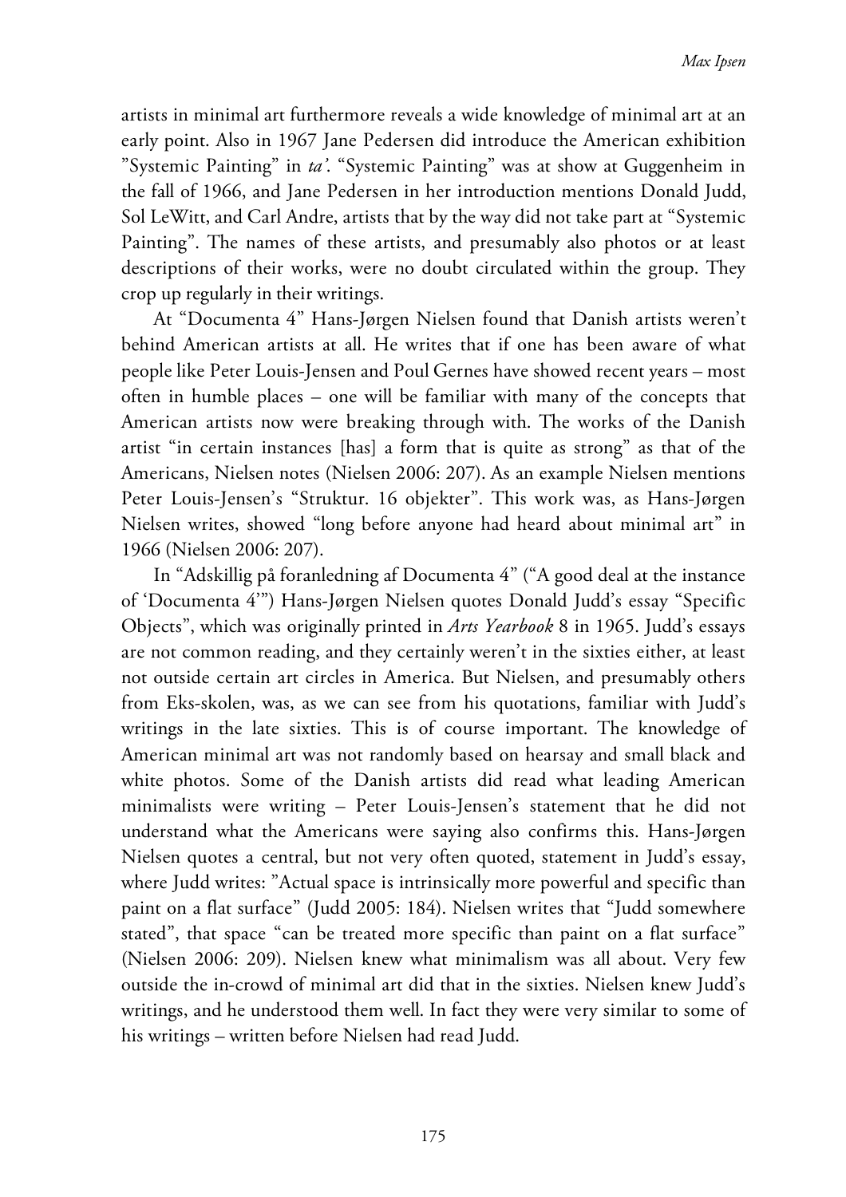artists in minimal art furthermore reveals a wide knowledge of minimal art at an early point. Also in 1967 Jane Pedersen did introduce the American exhibition "Systemic Painting" in *ta'*. "Systemic Painting" was at show at Guggenheim in the fall of 1966, and Jane Pedersen in her introduction mentions Donald Judd, Sol LeWitt, and Carl Andre, artists that by the way did not take part at "Systemic Painting". The names of these artists, and presumably also photos or at least descriptions of their works, were no doubt circulated within the group. They crop up regularly in their writings.

At "Documenta 4" Hans-Jørgen Nielsen found that Danish artists weren't behind American artists at all. He writes that if one has been aware of what people like Peter Louis-Jensen and Poul Gernes have showed recent years – most often in humble places – one will be familiar with many of the concepts that American artists now were breaking through with. The works of the Danish artist "in certain instances [has] a form that is quite as strong" as that of the Americans, Nielsen notes (Nielsen 2006: 207). As an example Nielsen mentions Peter Louis-Jensen's "Struktur. 16 objekter". This work was, as Hans-Jørgen Nielsen writes, showed "long before anyone had heard about minimal art" in 1966 (Nielsen 2006: 207).

In "Adskillig på foranledning af Documenta 4" ("A good deal at the instance of 'Documenta 4'") Hans-Jørgen Nielsen quotes Donald Judd's essay "Specific Objects", which was originally printed in *Arts Yearbook* 8 in 1965. Judd's essays are not common reading, and they certainly weren't in the sixties either, at least not outside certain art circles in America. But Nielsen, and presumably others from Eks-skolen, was, as we can see from his quotations, familiar with Judd's writings in the late sixties. This is of course important. The knowledge of American minimal art was not randomly based on hearsay and small black and white photos. Some of the Danish artists did read what leading American minimalists were writing – Peter Louis-Jensen's statement that he did not understand what the Americans were saying also confirms this. Hans-Jørgen Nielsen quotes a central, but not very often quoted, statement in Judd's essay, where Judd writes: "Actual space is intrinsically more powerful and specific than paint on a flat surface" (Judd 2005: 184). Nielsen writes that "Judd somewhere stated", that space "can be treated more specific than paint on a flat surface" (Nielsen 2006: 209). Nielsen knew what minimalism was all about. Very few outside the in-crowd of minimal art did that in the sixties. Nielsen knew Judd's writings, and he understood them well. In fact they were very similar to some of his writings – written before Nielsen had read Judd.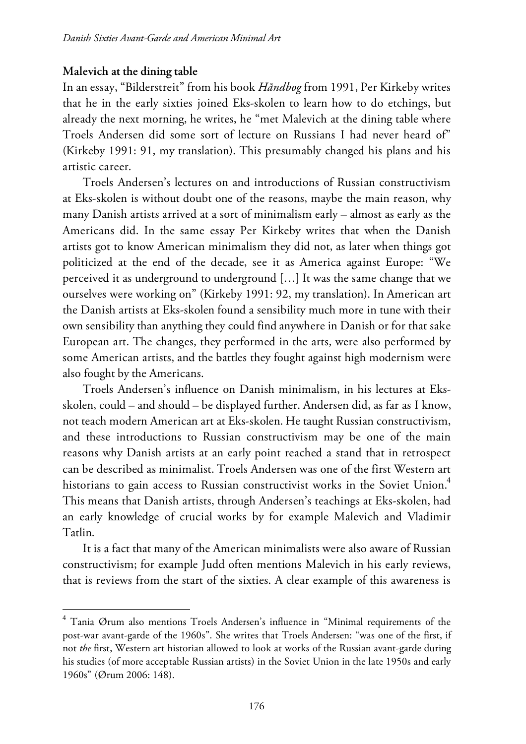### Malevich at the dining table

In an essay, "Bilderstreit" from his book *Håndbog* from 1991, Per Kirkeby writes that he in the early sixties joined Eks-skolen to learn how to do etchings, but already the next morning, he writes, he "met Malevich at the dining table where Troels Andersen did some sort of lecture on Russians I had never heard of" (Kirkeby 1991: 91, my translation). This presumably changed his plans and his artistic career.

Troels Andersen's lectures on and introductions of Russian constructivism at Eks-skolen is without doubt one of the reasons, maybe the main reason, why many Danish artists arrived at a sort of minimalism early – almost as early as the Americans did. In the same essay Per Kirkeby writes that when the Danish artists got to know American minimalism they did not, as later when things got politicized at the end of the decade, see it as America against Europe: "We perceived it as underground to underground […] It was the same change that we ourselves were working on" (Kirkeby 1991: 92, my translation). In American art the Danish artists at Eks-skolen found a sensibility much more in tune with their own sensibility than anything they could find anywhere in Danish or for that sake European art. The changes, they performed in the arts, were also performed by some American artists, and the battles they fought against high modernism were also fought by the Americans.

Troels Andersen's influence on Danish minimalism, in his lectures at Eks-skolen, could – and should – be displayed further. Andersen did, as far as I know, not teach modern American art at Eks-skolen. He taught Russian constructivism, and these introductions to Russian constructivism may be one of the main reasons why Danish artists at an early point reached a stand that in retrospect can be described as minimalist. Troels Andersen was one of the first Western art historians to gain access to Russian constructivist works in the Soviet Union.[4] This means that Danish artists, through Andersen's teachings at Eks-skolen, had an early knowledge of crucial works by for example Malevich and Vladimir Tatlin.

It is a fact that many of the American minimalists were also aware of Russian constructivism; for example Judd often mentions Malevich in his early reviews, that is reviews from the start of the sixties. A clear example of this awareness is

---

[4] Tania Ørum also mentions Troels Andersen's influence in "Minimal requirements of the post-war avant-garde of the 1960s". She writes that Troels Andersen: "was one of the first, if not *the* first, Western art historian allowed to look at works of the Russian avant-garde during his studies (of more acceptable Russian artists) in the Soviet Union in the late 1950s and early 1960s" (Ørum 2006: 148).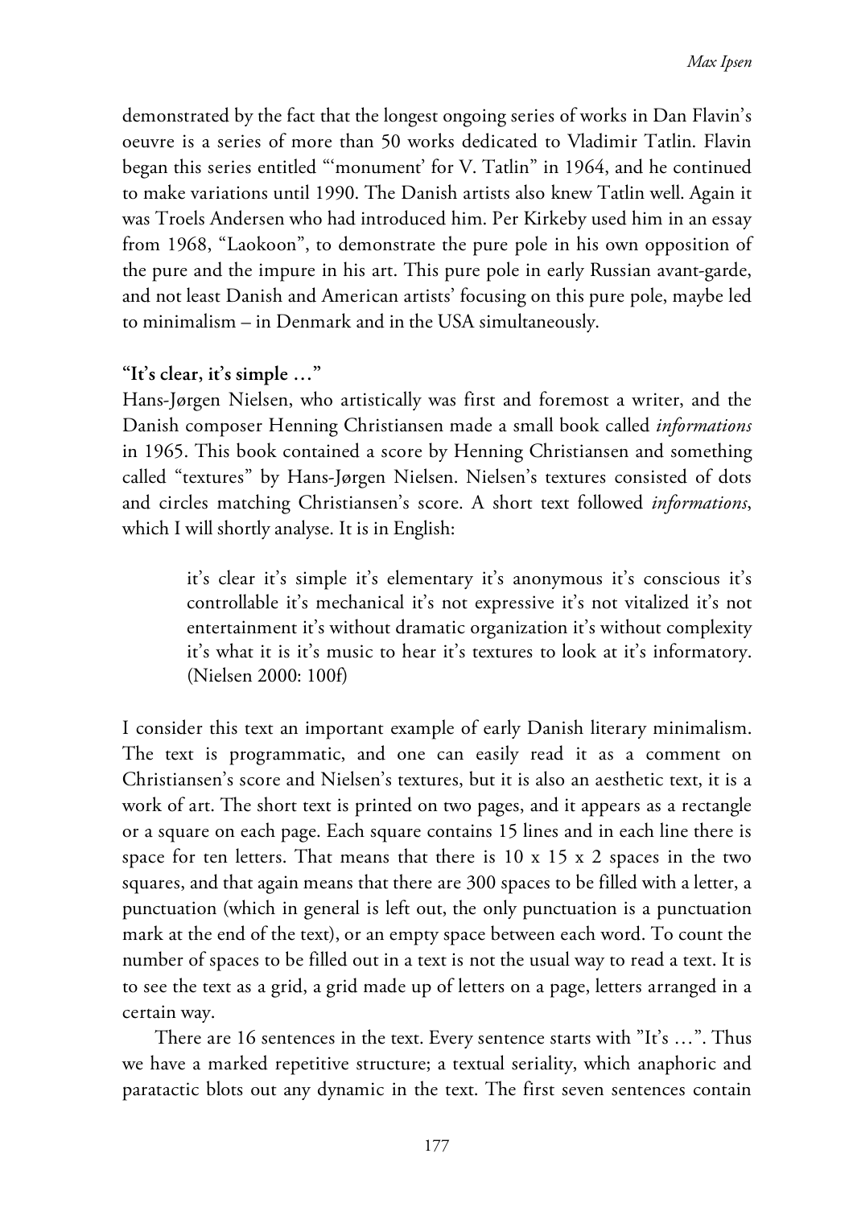demonstrated by the fact that the longest ongoing series of works in Dan Flavin's oeuvre is a series of more than 50 works dedicated to Vladimir Tatlin. Flavin began this series entitled "'monument' for V. Tatlin" in 1964, and he continued to make variations until 1990. The Danish artists also knew Tatlin well. Again it was Troels Andersen who had introduced him. Per Kirkeby used him in an essay from 1968, "Laokoon", to demonstrate the pure pole in his own opposition of the pure and the impure in his art. This pure pole in early Russian avant-garde, and not least Danish and American artists' focusing on this pure pole, maybe led to minimalism – in Denmark and in the USA simultaneously.

### "It's clear, it's simple …"

Hans-Jørgen Nielsen, who artistically was first and foremost a writer, and the Danish composer Henning Christiansen made a small book called *informations* in 1965. This book contained a score by Henning Christiansen and something called "textures" by Hans-Jørgen Nielsen. Nielsen's textures consisted of dots and circles matching Christiansen's score. A short text followed *informations*, which I will shortly analyse. It is in English:

> it's clear it's simple it's elementary it's anonymous it's conscious it's controllable it's mechanical it's not expressive it's not vitalized it's not entertainment it's without dramatic organization it's without complexity it's what it is it's music to hear it's textures to look at it's informatory. (Nielsen 2000: 100f)

I consider this text an important example of early Danish literary minimalism. The text is programmatic, and one can easily read it as a comment on Christiansen's score and Nielsen's textures, but it is also an aesthetic text, it is a work of art. The short text is printed on two pages, and it appears as a rectangle or a square on each page. Each square contains 15 lines and in each line there is space for ten letters. That means that there is 10 x 15 x 2 spaces in the two squares, and that again means that there are 300 spaces to be filled with a letter, a punctuation (which in general is left out, the only punctuation is a punctuation mark at the end of the text), or an empty space between each word. To count the number of spaces to be filled out in a text is not the usual way to read a text. It is to see the text as a grid, a grid made up of letters on a page, letters arranged in a certain way.

There are 16 sentences in the text. Every sentence starts with "It's …". Thus we have a marked repetitive structure; a textual seriality, which anaphoric and paratactic blots out any dynamic in the text. The first seven sentences contain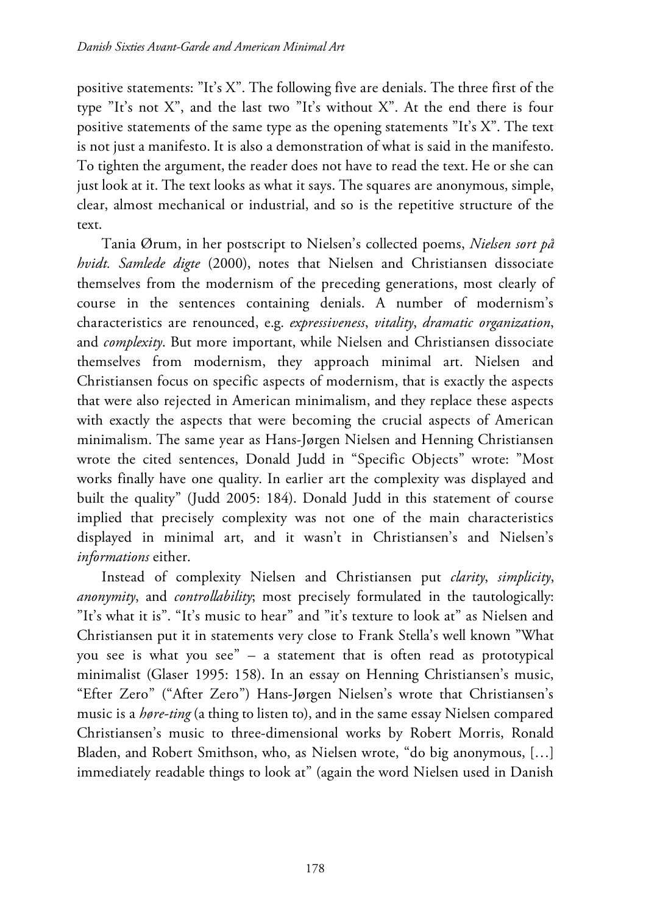positive statements: ”It’s X”. The following five are denials. The three first of the type ”It’s not X”, and the last two ”It’s without X”. At the end there is four positive statements of the same type as the opening statements ”It’s X”. The text is not just a manifesto. It is also a demonstration of what is said in the manifesto. To tighten the argument, the reader does not have to read the text. He or she can just look at it. The text looks as what it says. The squares are anonymous, simple, clear, almost mechanical or industrial, and so is the repetitive structure of the text.

Tania Ørum, in her postscript to Nielsen’s collected poems, *Nielsen sort på hvidt. Samlede digte* (2000), notes that Nielsen and Christiansen dissociate themselves from the modernism of the preceding generations, most clearly of course in the sentences containing denials. A number of modernism’s characteristics are renounced, e.g. *expressiveness*, *vitality*, *dramatic organization*, and *complexity*. But more important, while Nielsen and Christiansen dissociate themselves from modernism, they approach minimal art. Nielsen and Christiansen focus on specific aspects of modernism, that is exactly the aspects that were also rejected in American minimalism, and they replace these aspects with exactly the aspects that were becoming the crucial aspects of American minimalism. The same year as Hans-Jørgen Nielsen and Henning Christiansen wrote the cited sentences, Donald Judd in “Specific Objects” wrote: ”Most works finally have one quality. In earlier art the complexity was displayed and built the quality” (Judd 2005: 184). Donald Judd in this statement of course implied that precisely complexity was not one of the main characteristics displayed in minimal art, and it wasn’t in Christiansen’s and Nielsen’s *informations* either.

Instead of complexity Nielsen and Christiansen put *clarity*, *simplicity*, *anonymity*, and *controllability*; most precisely formulated in the tautologically: ”It’s what it is”. “It’s music to hear” and ”it’s texture to look at” as Nielsen and Christiansen put it in statements very close to Frank Stella’s well known ”What you see is what you see” – a statement that is often read as prototypical minimalist (Glaser 1995: 158). In an essay on Henning Christiansen’s music, “Efter Zero” (“After Zero”) Hans-Jørgen Nielsen’s wrote that Christiansen’s music is a *høre-ting* (a thing to listen to), and in the same essay Nielsen compared Christiansen’s music to three-dimensional works by Robert Morris, Ronald Bladen, and Robert Smithson, who, as Nielsen wrote, “do big anonymous, […] immediately readable things to look at” (again the word Nielsen used in Danish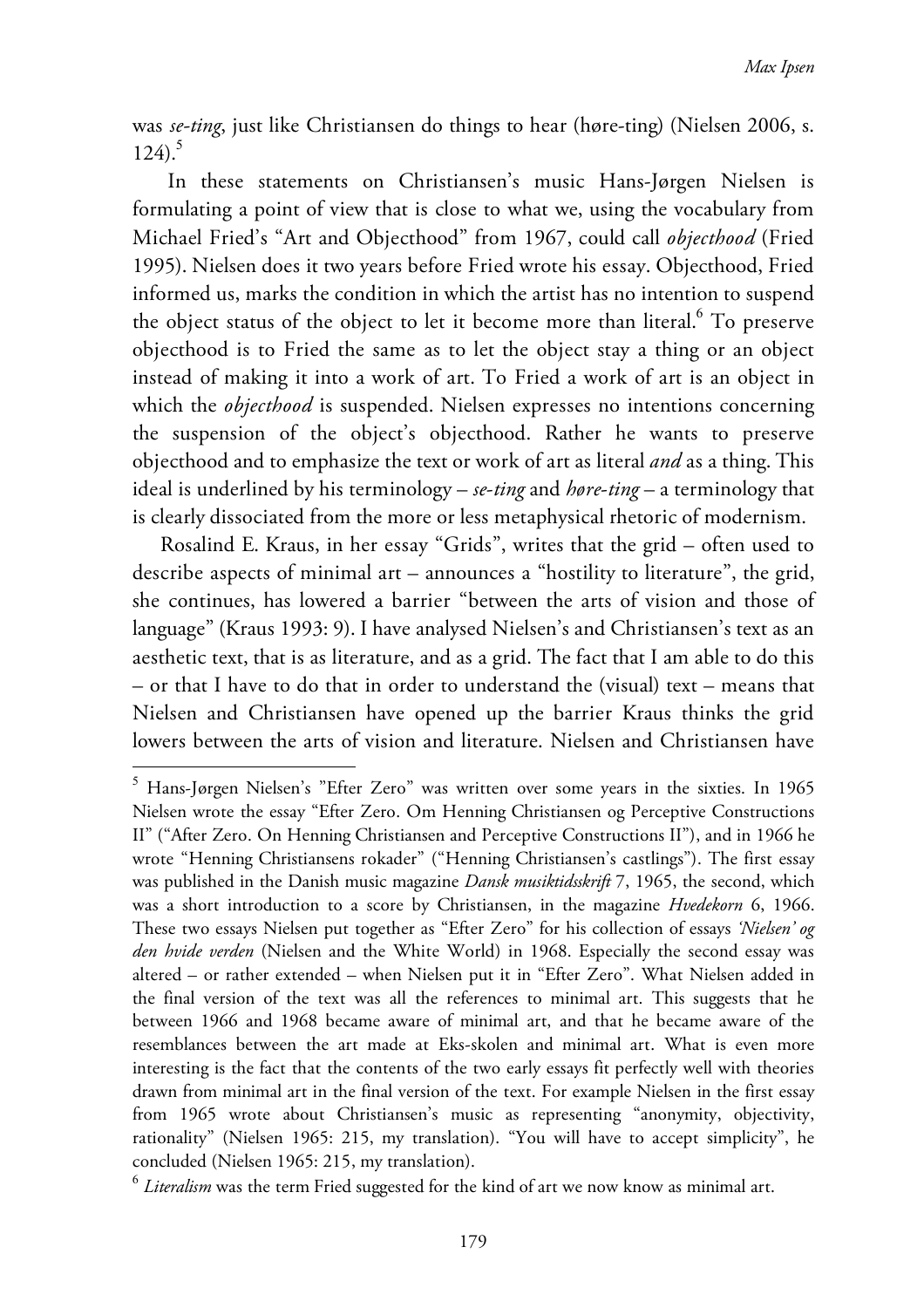was *se-ting*, just like Christiansen do things to hear (høre-ting) (Nielsen 2006, s. 124).[5]

In these statements on Christiansen's music Hans-Jørgen Nielsen is formulating a point of view that is close to what we, using the vocabulary from Michael Fried's "Art and Objecthood" from 1967, could call *objecthood* (Fried 1995). Nielsen does it two years before Fried wrote his essay. Objecthood, Fried informed us, marks the condition in which the artist has no intention to suspend the object status of the object to let it become more than literal.[6] To preserve objecthood is to Fried the same as to let the object stay a thing or an object instead of making it into a work of art. To Fried a work of art is an object in which the *objecthood* is suspended. Nielsen expresses no intentions concerning the suspension of the object's objecthood. Rather he wants to preserve objecthood and to emphasize the text or work of art as literal *and* as a thing. This ideal is underlined by his terminology – *se-ting* and *høre-ting* – a terminology that is clearly dissociated from the more or less metaphysical rhetoric of modernism.

Rosalind E. Kraus, in her essay "Grids", writes that the grid – often used to describe aspects of minimal art – announces a "hostility to literature", the grid, she continues, has lowered a barrier "between the arts of vision and those of language" (Kraus 1993: 9). I have analysed Nielsen's and Christiansen's text as an aesthetic text, that is as literature, and as a grid. The fact that I am able to do this – or that I have to do that in order to understand the (visual) text – means that Nielsen and Christiansen have opened up the barrier Kraus thinks the grid lowers between the arts of vision and literature. Nielsen and Christiansen have

---

[5] Hans-Jørgen Nielsen's "Efter Zero" was written over some years in the sixties. In 1965 Nielsen wrote the essay "Efter Zero. Om Henning Christiansen og Perceptive Constructions II" ("After Zero. On Henning Christiansen and Perceptive Constructions II"), and in 1966 he wrote "Henning Christiansens rokader" ("Henning Christiansen's castlings"). The first essay was published in the Danish music magazine *Dansk musiktidsskrift* 7, 1965, the second, which was a short introduction to a score by Christiansen, in the magazine *Hvedekorn* 6, 1966. These two essays Nielsen put together as "Efter Zero" for his collection of essays *'Nielsen' og den hvide verden* (Nielsen and the White World) in 1968. Especially the second essay was altered – or rather extended – when Nielsen put it in "Efter Zero". What Nielsen added in the final version of the text was all the references to minimal art. This suggests that he between 1966 and 1968 became aware of minimal art, and that he became aware of the resemblances between the art made at Eks-skolen and minimal art. What is even more interesting is the fact that the contents of the two early essays fit perfectly well with theories drawn from minimal art in the final version of the text. For example Nielsen in the first essay from 1965 wrote about Christiansen's music as representing "anonymity, objectivity, rationality" (Nielsen 1965: 215, my translation). "You will have to accept simplicity", he concluded (Nielsen 1965: 215, my translation).

[6] *Literalism* was the term Fried suggested for the kind of art we now know as minimal art.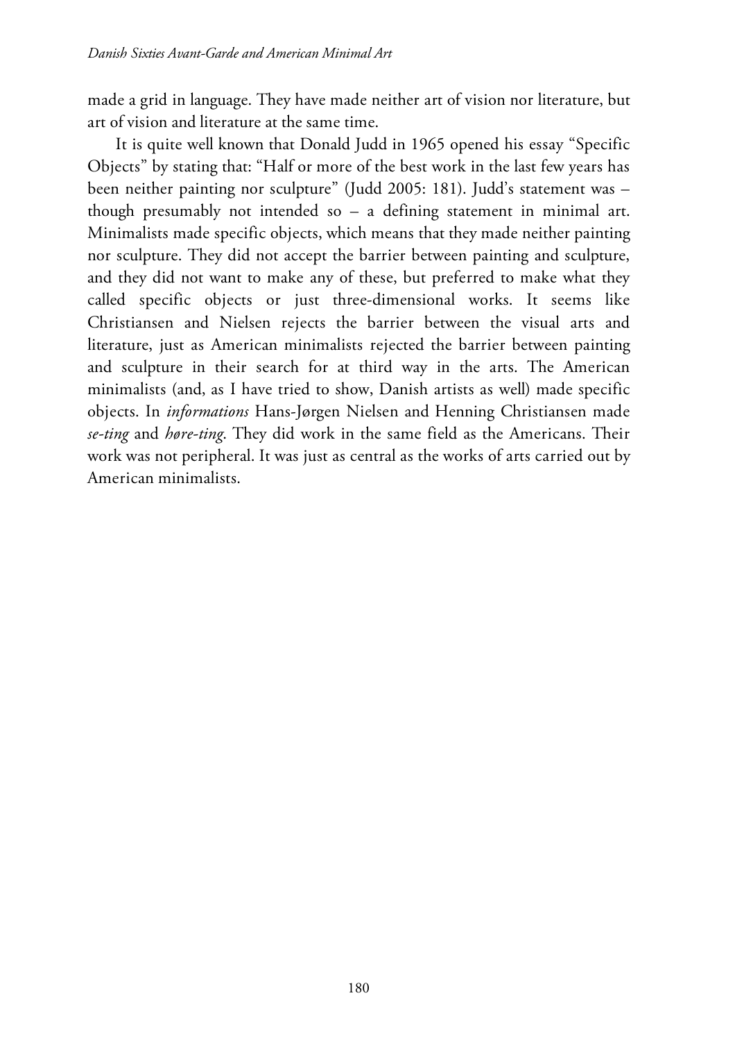made a grid in language. They have made neither art of vision nor literature, but art of vision and literature at the same time.

It is quite well known that Donald Judd in 1965 opened his essay "Specific Objects" by stating that: "Half or more of the best work in the last few years has been neither painting nor sculpture" (Judd 2005: 181). Judd's statement was – though presumably not intended so – a defining statement in minimal art. Minimalists made specific objects, which means that they made neither painting nor sculpture. They did not accept the barrier between painting and sculpture, and they did not want to make any of these, but preferred to make what they called specific objects or just three-dimensional works. It seems like Christiansen and Nielsen rejects the barrier between the visual arts and literature, just as American minimalists rejected the barrier between painting and sculpture in their search for at third way in the arts. The American minimalists (and, as I have tried to show, Danish artists as well) made specific objects. In *informations* Hans-Jørgen Nielsen and Henning Christiansen made *se-ting* and *høre-ting*. They did work in the same field as the Americans. Their work was not peripheral. It was just as central as the works of arts carried out by American minimalists.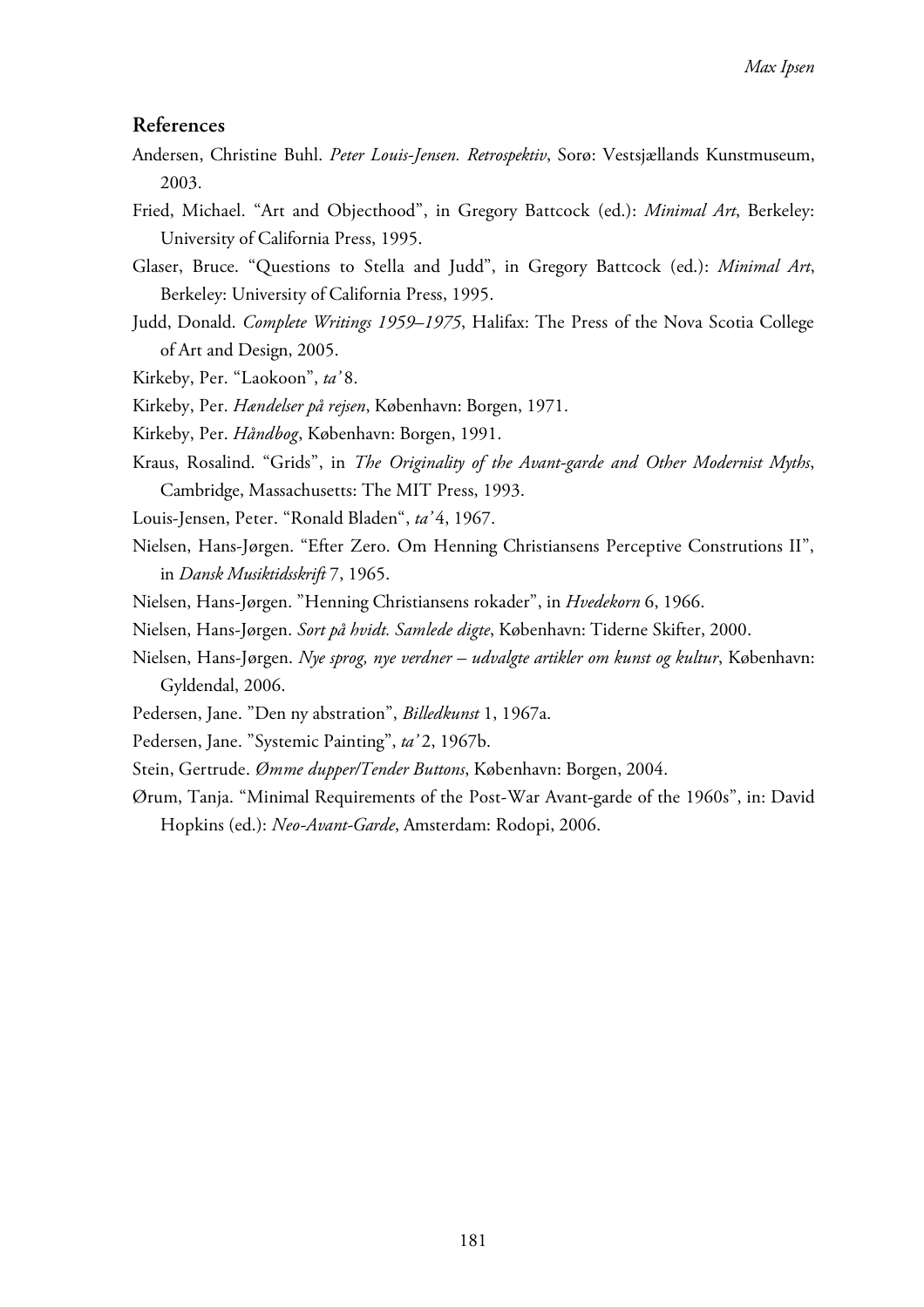## References

Andersen, Christine Buhl. *Peter Louis-Jensen. Retrospektiv*, Sorø: Vestsjællands Kunstmuseum, 2003.

Fried, Michael. "Art and Objecthood", in Gregory Battcock (ed.): *Minimal Art*, Berkeley: University of California Press, 1995.

Glaser, Bruce. "Questions to Stella and Judd", in Gregory Battcock (ed.): *Minimal Art*, Berkeley: University of California Press, 1995.

Judd, Donald. *Complete Writings 1959–1975*, Halifax: The Press of the Nova Scotia College of Art and Design, 2005.

Kirkeby, Per. "Laokoon", *ta'* 8.

Kirkeby, Per. *Hændelser på rejsen*, København: Borgen, 1971.

Kirkeby, Per. *Håndbog*, København: Borgen, 1991.

Kraus, Rosalind. "Grids", in *The Originality of the Avant-garde and Other Modernist Myths*, Cambridge, Massachusetts: The MIT Press, 1993.

Louis-Jensen, Peter. "Ronald Bladen", *ta'* 4, 1967.

Nielsen, Hans-Jørgen. "Efter Zero. Om Henning Christiansens Perceptive Construtions II", in *Dansk Musiktidsskrift* 7, 1965.

Nielsen, Hans-Jørgen. "Henning Christiansens rokader", in *Hvedekorn* 6, 1966.

Nielsen, Hans-Jørgen. *Sort på hvidt. Samlede digte*, København: Tiderne Skifter, 2000.

Nielsen, Hans-Jørgen. *Nye sprog, nye verdner – udvalgte artikler om kunst og kultur*, København: Gyldendal, 2006.

Pedersen, Jane. "Den ny abstration", *Billedkunst* 1, 1967a.

Pedersen, Jane. "Systemic Painting", *ta'* 2, 1967b.

Stein, Gertrude. *Ømme dupper/Tender Buttons*, København: Borgen, 2004.

Ørum, Tanja. "Minimal Requirements of the Post-War Avant-garde of the 1960s", in: David Hopkins (ed.): *Neo-Avant-Garde*, Amsterdam: Rodopi, 2006.